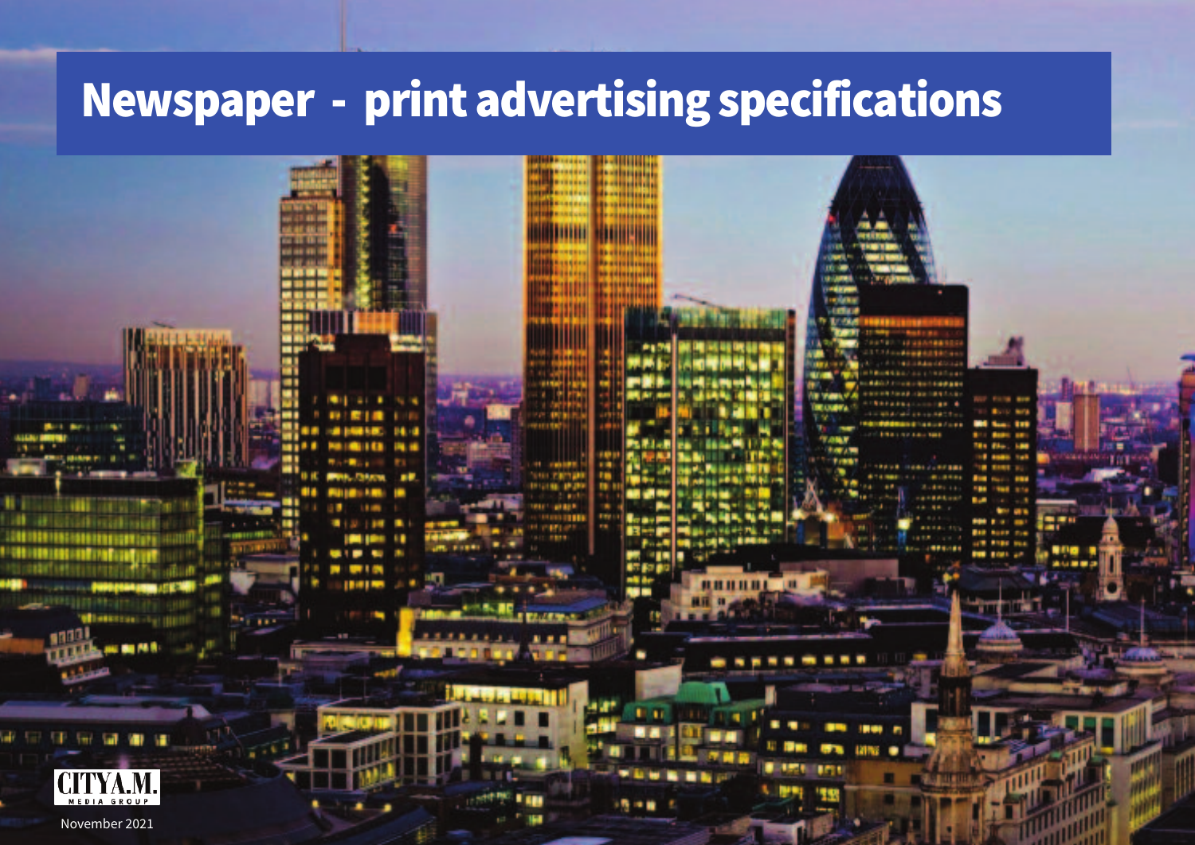# Newspaper - print advertising specifications

CITY A.M. MEDIA GROUP

November 2021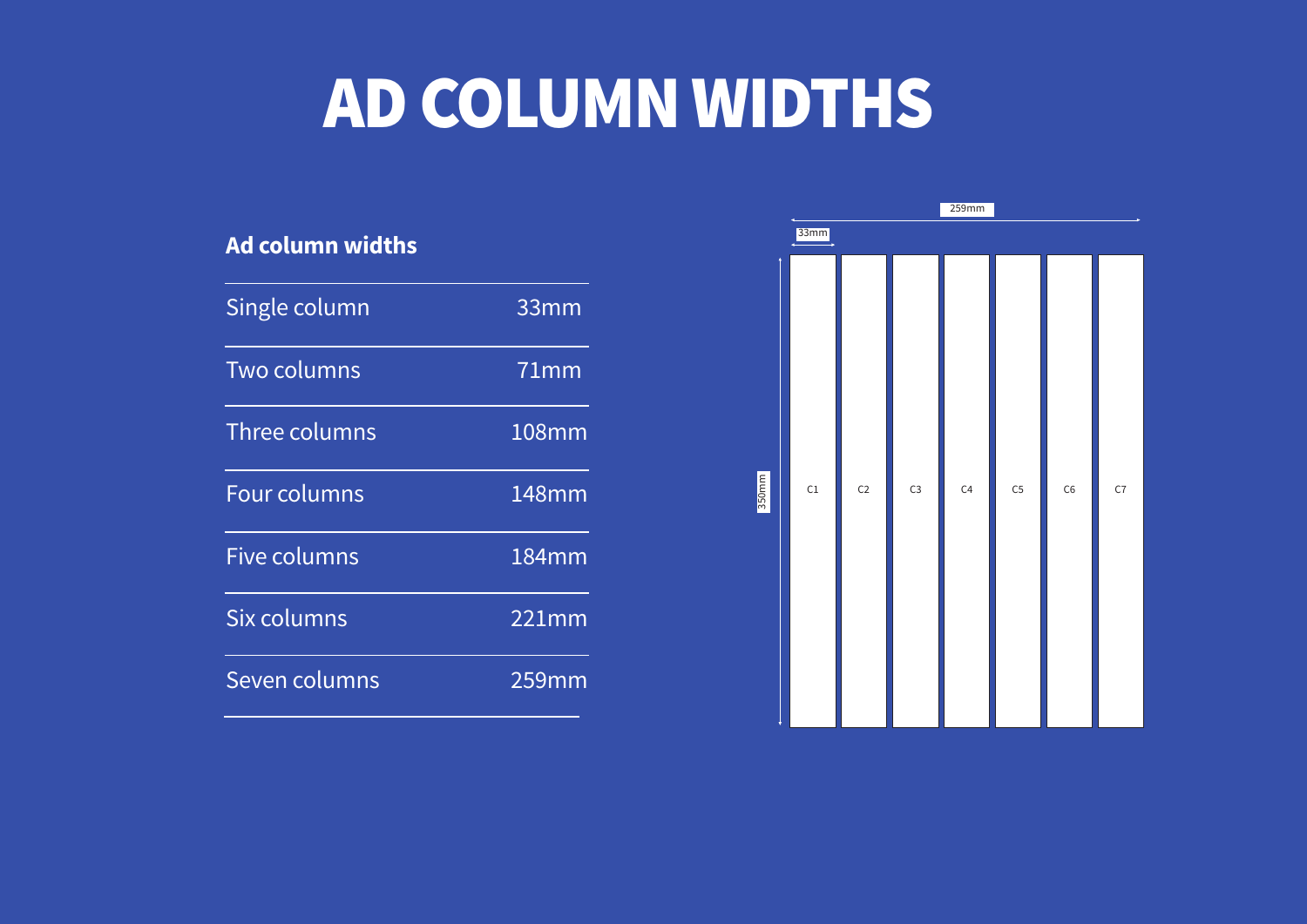# AD COLUMN WIDTHS

## Ad column widths

| Columns | Width |
|---|---|
| Single column | 33mm |
| Two columns | 71mm |
| Three columns | 108mm |
| Four columns | 148mm |
| Five columns | 184mm |
| Six columns | 221mm |
| Seven columns | 259mm |

259mm

33mm

350mm

C1 C2 C3 C4 C5 C6 C7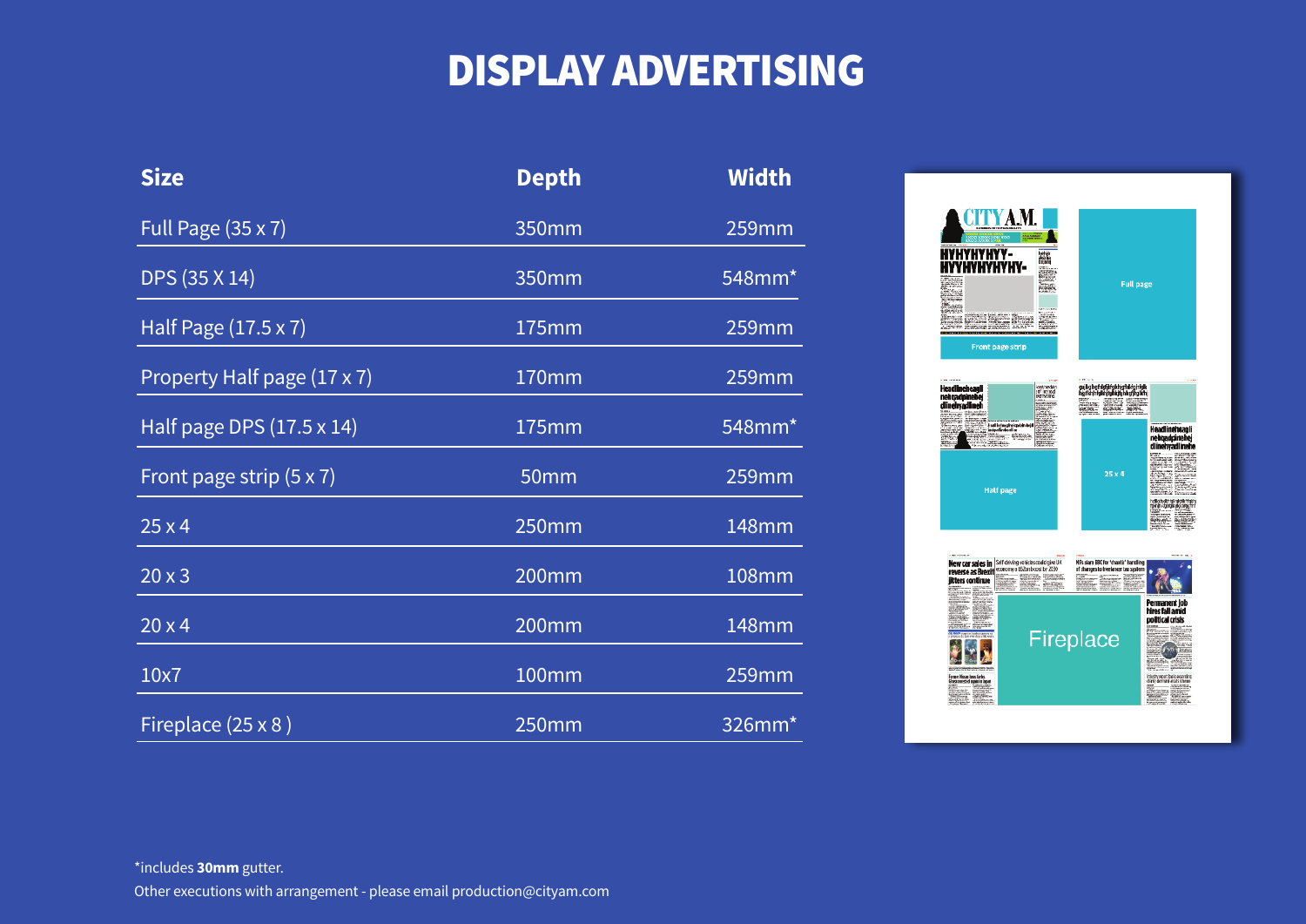# DISPLAY ADVERTISING

| Size | Depth | Width |
|---|---|---|
| Full Page (35 x 7) | 350mm | 259mm |
| DPS (35 X 14) | 350mm | 548mm* |
| Half Page (17.5 x 7) | 175mm | 259mm |
| Property Half page (17 x 7) | 170mm | 259mm |
| Half page DPS (17.5 x 14) | 175mm | 548mm* |
| Front page strip (5 x 7) | 50mm | 259mm |
| 25 x 4 | 250mm | 148mm |
| 20 x 3 | 200mm | 108mm |
| 20 x 4 | 200mm | 148mm |
| 10x7 | 100mm | 259mm |
| Fireplace (25 x 8 ) | 250mm | 326mm* |

*includes **30mm** gutter.

Other executions with arrangement - please email production@cityam.com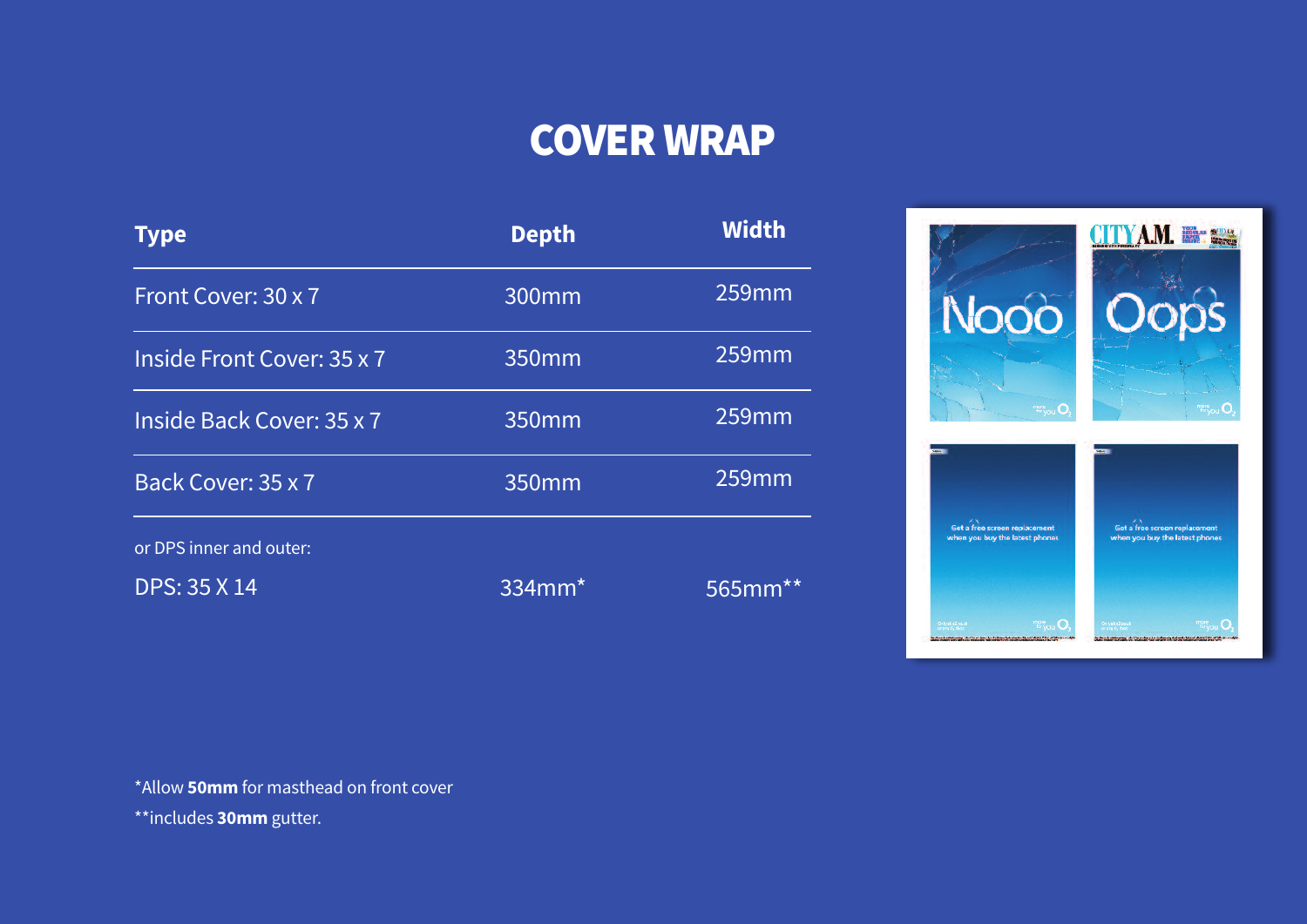# COVER WRAP

| Type | Depth | Width |
|---|---|---|
| Front Cover: 30 x 7 | 300mm | 259mm |
| Inside Front Cover: 35 x 7 | 350mm | 259mm |
| Inside Back Cover: 35 x 7 | 350mm | 259mm |
| Back Cover: 35 x 7 | 350mm | 259mm |
| or DPS inner and outer: | | |
| DPS: 35 X 14 | 334mm* | 565mm** |

*Allow **50mm** for masthead on front cover

**includes **30mm** gutter.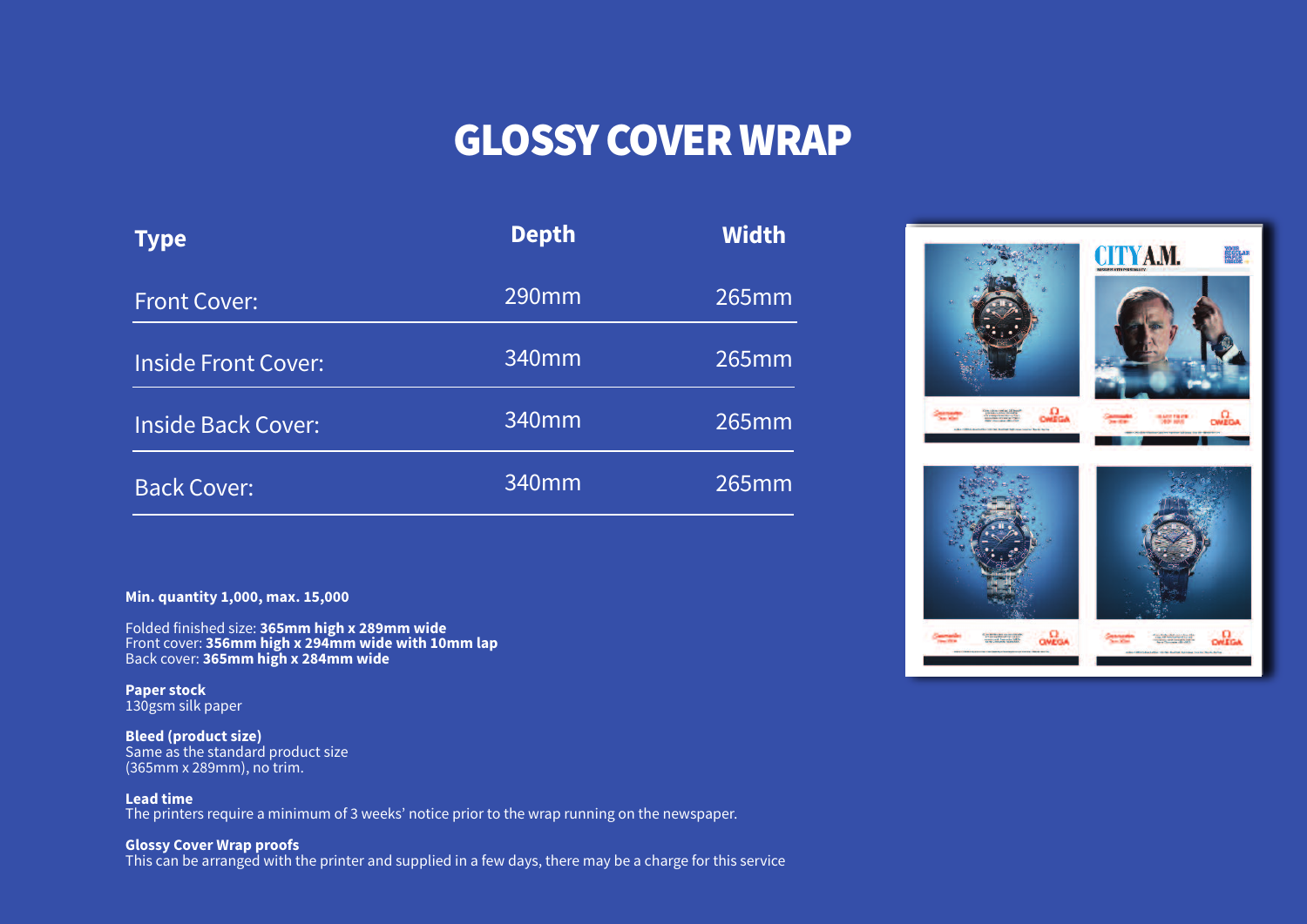# GLOSSY COVER WRAP

| Type | Depth | Width |
|---|---|---|
| Front Cover: | 290mm | 265mm |
| Inside Front Cover: | 340mm | 265mm |
| Inside Back Cover: | 340mm | 265mm |
| Back Cover: | 340mm | 265mm |

**Min. quantity 1,000, max. 15,000**

Folded finished size: **365mm high x 289mm wide**
Front cover: **356mm high x 294mm wide with 10mm lap**
Back cover: **365mm high x 284mm wide**

**Paper stock**
130gsm silk paper

**Bleed (product size)**
Same as the standard product size
(365mm x 289mm), no trim.

**Lead time**
The printers require a minimum of 3 weeks' notice prior to the wrap running on the newspaper.

**Glossy Cover Wrap proofs**
This can be arranged with the printer and supplied in a few days, there may be a charge for this service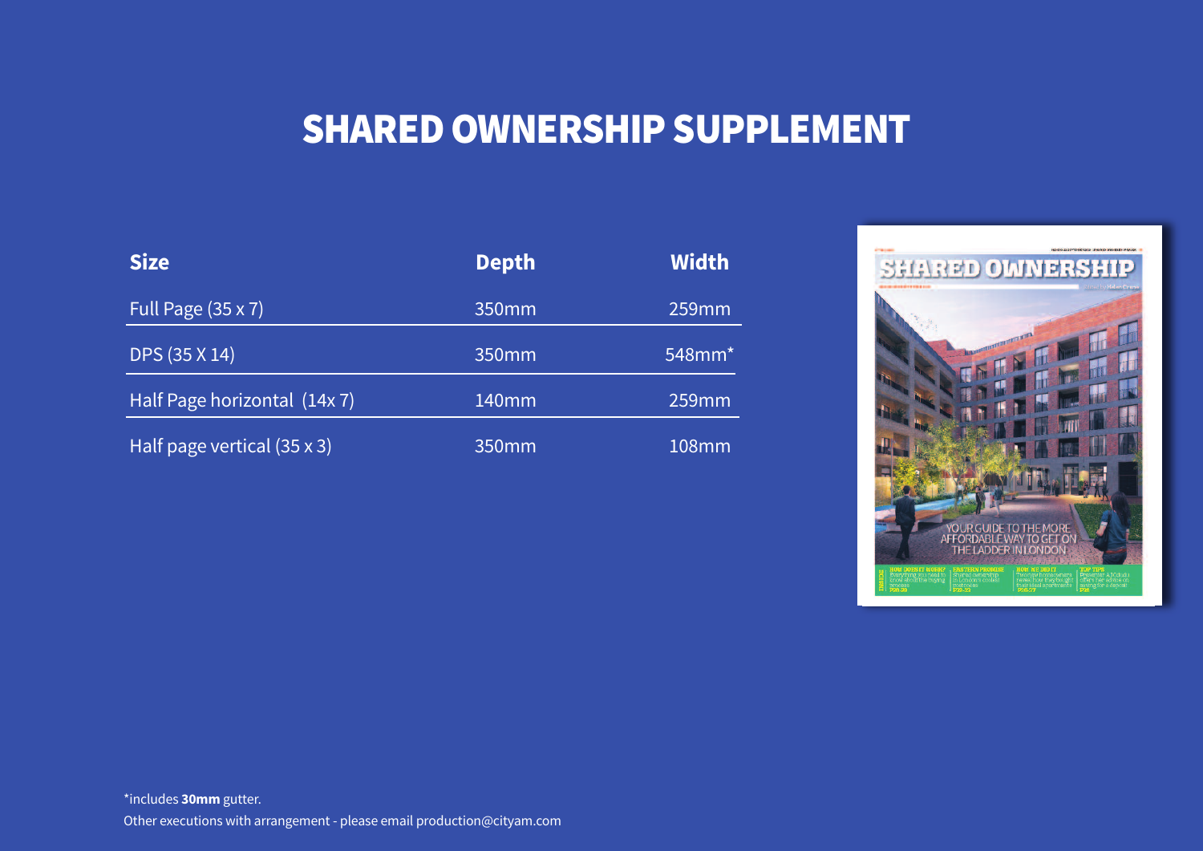# SHARED OWNERSHIP SUPPLEMENT

| Size | Depth | Width |
|---|---|---|
| Full Page (35 x 7) | 350mm | 259mm |
| DPS (35 X 14) | 350mm | 548mm* |
| Half Page horizontal (14x 7) | 140mm | 259mm |
| Half page vertical (35 x 3) | 350mm | 108mm |

*includes **30mm** gutter.

Other executions with arrangement - please email production@cityam.com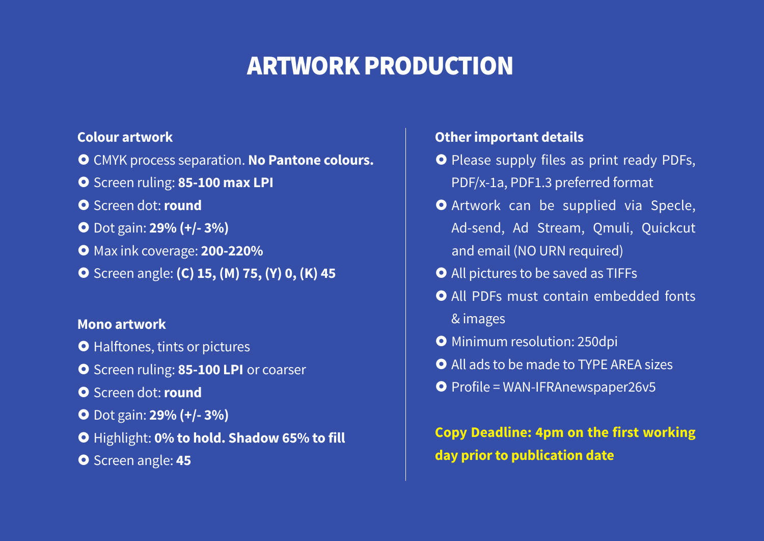# ARTWORK PRODUCTION

### Colour artwork

- CMYK process separation. **No Pantone colours.**
- Screen ruling: **85-100 max LPI**
- Screen dot: **round**
- Dot gain: **29% (+/- 3%)**
- Max ink coverage: **200-220%**
- Screen angle: **(C) 15, (M) 75, (Y) 0, (K) 45**

### Mono artwork

- Halftones, tints or pictures
- Screen ruling: **85-100 LPI** or coarser
- Screen dot: **round**
- Dot gain: **29% (+/- 3%)**
- Highlight: **0% to hold. Shadow 65% to fill**
- Screen angle: **45**

### Other important details

- Please supply files as print ready PDFs, PDF/x-1a, PDF1.3 preferred format
- Artwork can be supplied via Specle, Ad-send, Ad Stream, Qmuli, Quickcut and email (NO URN required)
- All pictures to be saved as TIFFs
- All PDFs must contain embedded fonts & images
- Minimum resolution: 250dpi
- All ads to be made to TYPE AREA sizes
- Profile = WAN-IFRAnewspaper26v5

**Copy Deadline: 4pm on the first working day prior to publication date**